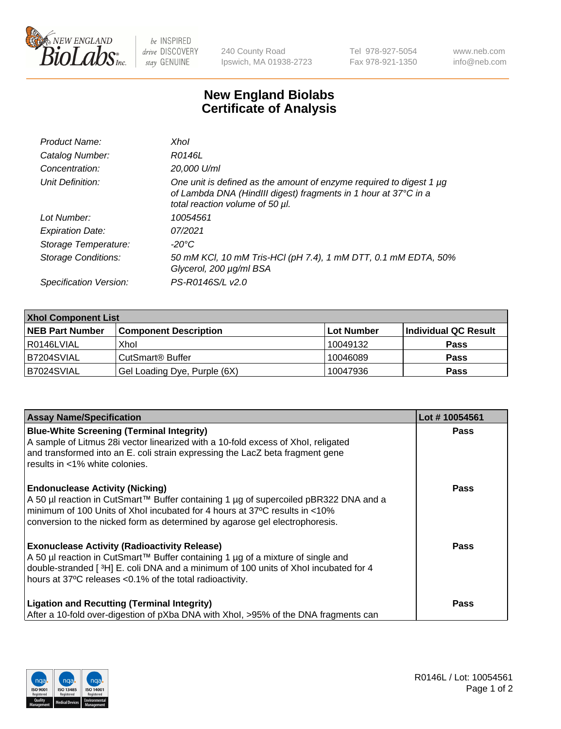# New England Biolabs Certificate of Analysis

| | |
|---|---|
| *Product Name:* | *XhoI* |
| *Catalog Number:* | *R0146L* |
| *Concentration:* | *20,000 U/ml* |
| *Unit Definition:* | *One unit is defined as the amount of enzyme required to digest 1 µg of Lambda DNA (HindIII digest) fragments in 1 hour at 37°C in a total reaction volume of 50 µl.* |
| *Lot Number:* | *10054561* |
| *Expiration Date:* | *07/2021* |
| *Storage Temperature:* | *-20°C* |
| *Storage Conditions:* | *50 mM KCl, 10 mM Tris-HCl (pH 7.4), 1 mM DTT, 0.1 mM EDTA, 50% Glycerol, 200 µg/ml BSA* |
| *Specification Version:* | *PS-R0146S/L v2.0* |

| XhoI Component List | | | |
|---|---|---|---|
| **NEB Part Number** | **Component Description** | **Lot Number** | **Individual QC Result** |
| R0146LVIAL | XhoI | 10049132 | **Pass** |
| B7204SVIAL | CutSmart® Buffer | 10046089 | **Pass** |
| B7024SVIAL | Gel Loading Dye, Purple (6X) | 10047936 | **Pass** |

| Assay Name/Specification | Lot # 10054561 |
|---|---|
| **Blue-White Screening (Terminal Integrity)**<br>A sample of Litmus 28i vector linearized with a 10-fold excess of XhoI, religated and transformed into an E. coli strain expressing the LacZ beta fragment gene results in <1% white colonies. | **Pass** |
| **Endonuclease Activity (Nicking)**<br>A 50 µl reaction in CutSmart™ Buffer containing 1 µg of supercoiled pBR322 DNA and a minimum of 100 Units of XhoI incubated for 4 hours at 37ºC results in <10% conversion to the nicked form as determined by agarose gel electrophoresis. | **Pass** |
| **Exonuclease Activity (Radioactivity Release)**<br>A 50 µl reaction in CutSmart™ Buffer containing 1 µg of a mixture of single and double-stranded [ $^{3}$H] E. coli DNA and a minimum of 100 units of XhoI incubated for 4 hours at 37ºC releases <0.1% of the total radioactivity. | **Pass** |
| **Ligation and Recutting (Terminal Integrity)**<br>After a 10-fold over-digestion of pXba DNA with XhoI, >95% of the DNA fragments can | **Pass** |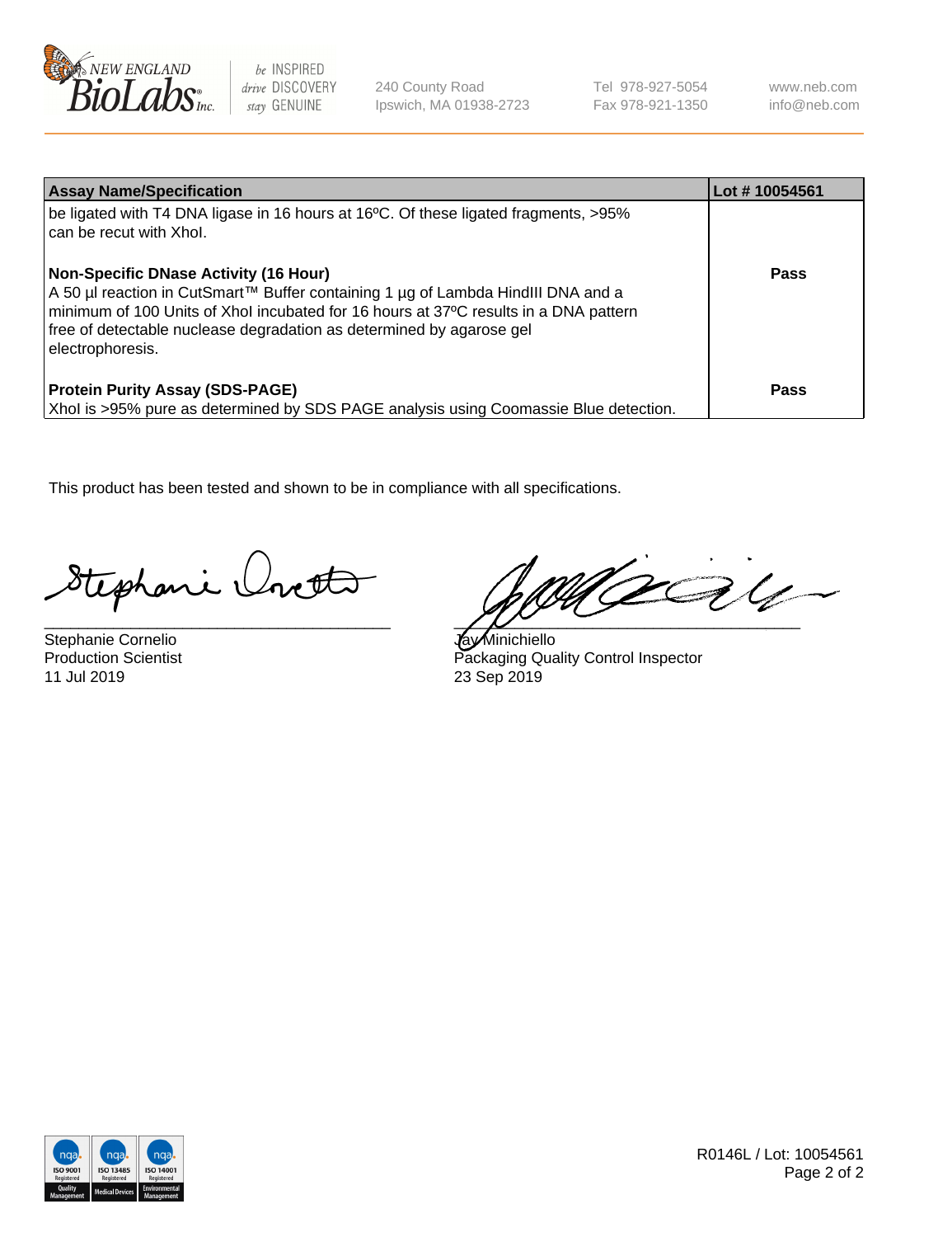| Assay Name/Specification | Lot # 10054561 |
|---|---|
| be ligated with T4 DNA ligase in 16 hours at 16ºC. Of these ligated fragments, >95% can be recut with XhoI. | |
| **Non-Specific DNase Activity (16 Hour)**<br>A 50 µl reaction in CutSmart™ Buffer containing 1 µg of Lambda HindIII DNA and a minimum of 100 Units of XhoI incubated for 16 hours at 37ºC results in a DNA pattern free of detectable nuclease degradation as determined by agarose gel electrophoresis. | **Pass** |
| **Protein Purity Assay (SDS-PAGE)**<br>XhoI is >95% pure as determined by SDS PAGE analysis using Coomassie Blue detection. | **Pass** |

This product has been tested and shown to be in compliance with all specifications.

Stephanie Cornelio
Production Scientist
11 Jul 2019

Jay Minichiello
Packaging Quality Control Inspector
23 Sep 2019

R0146L / Lot: 10054561